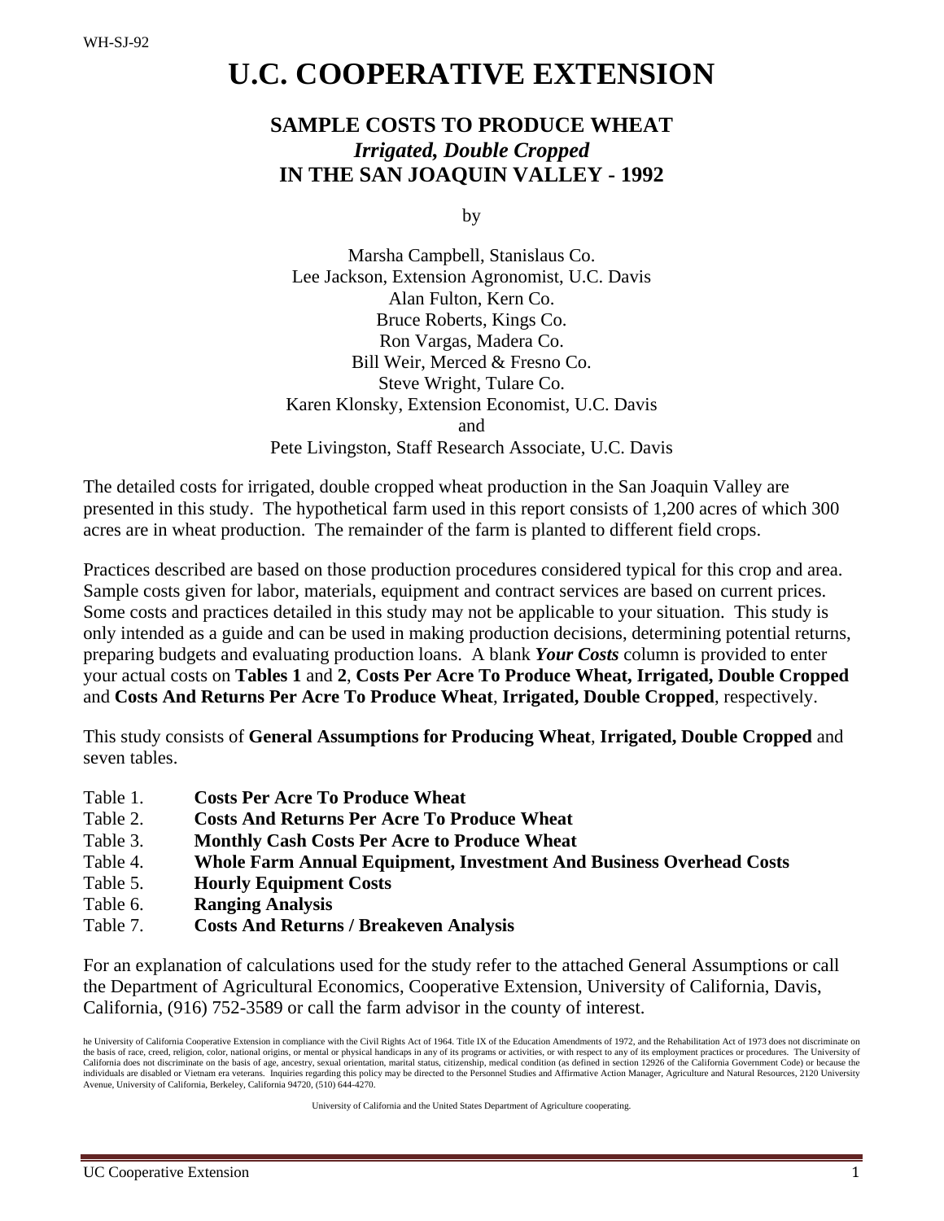WH-SJ-92

# U.C. COOPERATIVE EXTENSION

## SAMPLE COSTS TO PRODUCE WHEAT
### *Irrigated, Double Cropped*
### IN THE SAN JOAQUIN VALLEY - 1992

by

Marsha Campbell, Stanislaus Co.
Lee Jackson, Extension Agronomist, U.C. Davis
Alan Fulton, Kern Co.
Bruce Roberts, Kings Co.
Ron Vargas, Madera Co.
Bill Weir, Merced & Fresno Co.
Steve Wright, Tulare Co.
Karen Klonsky, Extension Economist, U.C. Davis
and
Pete Livingston, Staff Research Associate, U.C. Davis

The detailed costs for irrigated, double cropped wheat production in the San Joaquin Valley are presented in this study. The hypothetical farm used in this report consists of 1,200 acres of which 300 acres are in wheat production. The remainder of the farm is planted to different field crops.

Practices described are based on those production procedures considered typical for this crop and area. Sample costs given for labor, materials, equipment and contract services are based on current prices. Some costs and practices detailed in this study may not be applicable to your situation. This study is only intended as a guide and can be used in making production decisions, determining potential returns, preparing budgets and evaluating production loans. A blank ***Your Costs*** column is provided to enter your actual costs on **Tables 1** and **2**, **Costs Per Acre To Produce Wheat, Irrigated, Double Cropped** and **Costs And Returns Per Acre To Produce Wheat**, **Irrigated, Double Cropped**, respectively.

This study consists of **General Assumptions for Producing Wheat**, **Irrigated, Double Cropped** and seven tables.

- Table 1. **Costs Per Acre To Produce Wheat**
- Table 2. **Costs And Returns Per Acre To Produce Wheat**
- Table 3. **Monthly Cash Costs Per Acre to Produce Wheat**
- Table 4. **Whole Farm Annual Equipment, Investment And Business Overhead Costs**
- Table 5. **Hourly Equipment Costs**
- Table 6. **Ranging Analysis**
- Table 7. **Costs And Returns / Breakeven Analysis**

For an explanation of calculations used for the study refer to the attached General Assumptions or call the Department of Agricultural Economics, Cooperative Extension, University of California, Davis, California, (916) 752-3589 or call the farm advisor in the county of interest.

he University of California Cooperative Extension in compliance with the Civil Rights Act of 1964. Title IX of the Education Amendments of 1972, and the Rehabilitation Act of 1973 does not discriminate on the basis of race, creed, religion, color, national origins, or mental or physical handicaps in any of its programs or activities, or with respect to any of its employment practices or procedures. The University of California does not discriminate on the basis of age, ancestry, sexual orientation, marital status, citizenship, medical condition (as defined in section 12926 of the California Government Code) or because the individuals are disabled or Vietnam era veterans. Inquiries regarding this policy may be directed to the Personnel Studies and Affirmative Action Manager, Agriculture and Natural Resources, 2120 University Avenue, University of California, Berkeley, California 94720, (510) 644-4270.

University of California and the United States Department of Agriculture cooperating.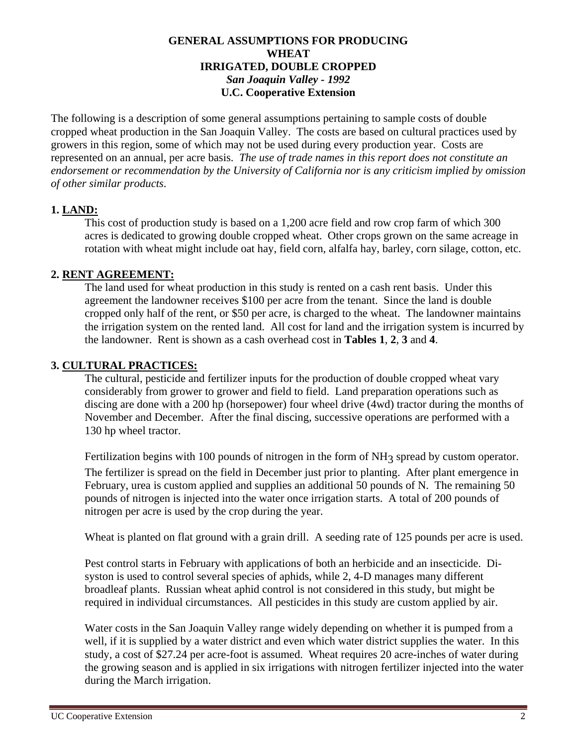# GENERAL ASSUMPTIONS FOR PRODUCING WHEAT IRRIGATED, DOUBLE CROPPED

***San Joaquin Valley - 1992***

**U.C. Cooperative Extension**

The following is a description of some general assumptions pertaining to sample costs of double cropped wheat production in the San Joaquin Valley. The costs are based on cultural practices used by growers in this region, some of which may not be used during every production year. Costs are represented on an annual, per acre basis. *The use of trade names in this report does not constitute an endorsement or recommendation by the University of California nor is any criticism implied by omission of other similar products.*

## 1. LAND:

This cost of production study is based on a 1,200 acre field and row crop farm of which 300 acres is dedicated to growing double cropped wheat. Other crops grown on the same acreage in rotation with wheat might include oat hay, field corn, alfalfa hay, barley, corn silage, cotton, etc.

## 2. RENT AGREEMENT:

The land used for wheat production in this study is rented on a cash rent basis. Under this agreement the landowner receives $100 per acre from the tenant. Since the land is double cropped only half of the rent, or $50 per acre, is charged to the wheat. The landowner maintains the irrigation system on the rented land. All cost for land and the irrigation system is incurred by the landowner. Rent is shown as a cash overhead cost in **Tables 1**, **2**, **3** and **4**.

## 3. CULTURAL PRACTICES:

The cultural, pesticide and fertilizer inputs for the production of double cropped wheat vary considerably from grower to grower and field to field. Land preparation operations such as discing are done with a 200 hp (horsepower) four wheel drive (4wd) tractor during the months of November and December. After the final discing, successive operations are performed with a 130 hp wheel tractor.

Fertilization begins with 100 pounds of nitrogen in the form of $NH_3$ spread by custom operator. The fertilizer is spread on the field in December just prior to planting. After plant emergence in February, urea is custom applied and supplies an additional 50 pounds of N. The remaining 50 pounds of nitrogen is injected into the water once irrigation starts. A total of 200 pounds of nitrogen per acre is used by the crop during the year.

Wheat is planted on flat ground with a grain drill. A seeding rate of 125 pounds per acre is used.

Pest control starts in February with applications of both an herbicide and an insecticide. Di-syston is used to control several species of aphids, while 2, 4-D manages many different broadleaf plants. Russian wheat aphid control is not considered in this study, but might be required in individual circumstances. All pesticides in this study are custom applied by air.

Water costs in the San Joaquin Valley range widely depending on whether it is pumped from a well, if it is supplied by a water district and even which water district supplies the water. In this study, a cost of $27.24 per acre-foot is assumed. Wheat requires 20 acre-inches of water during the growing season and is applied in six irrigations with nitrogen fertilizer injected into the water during the March irrigation.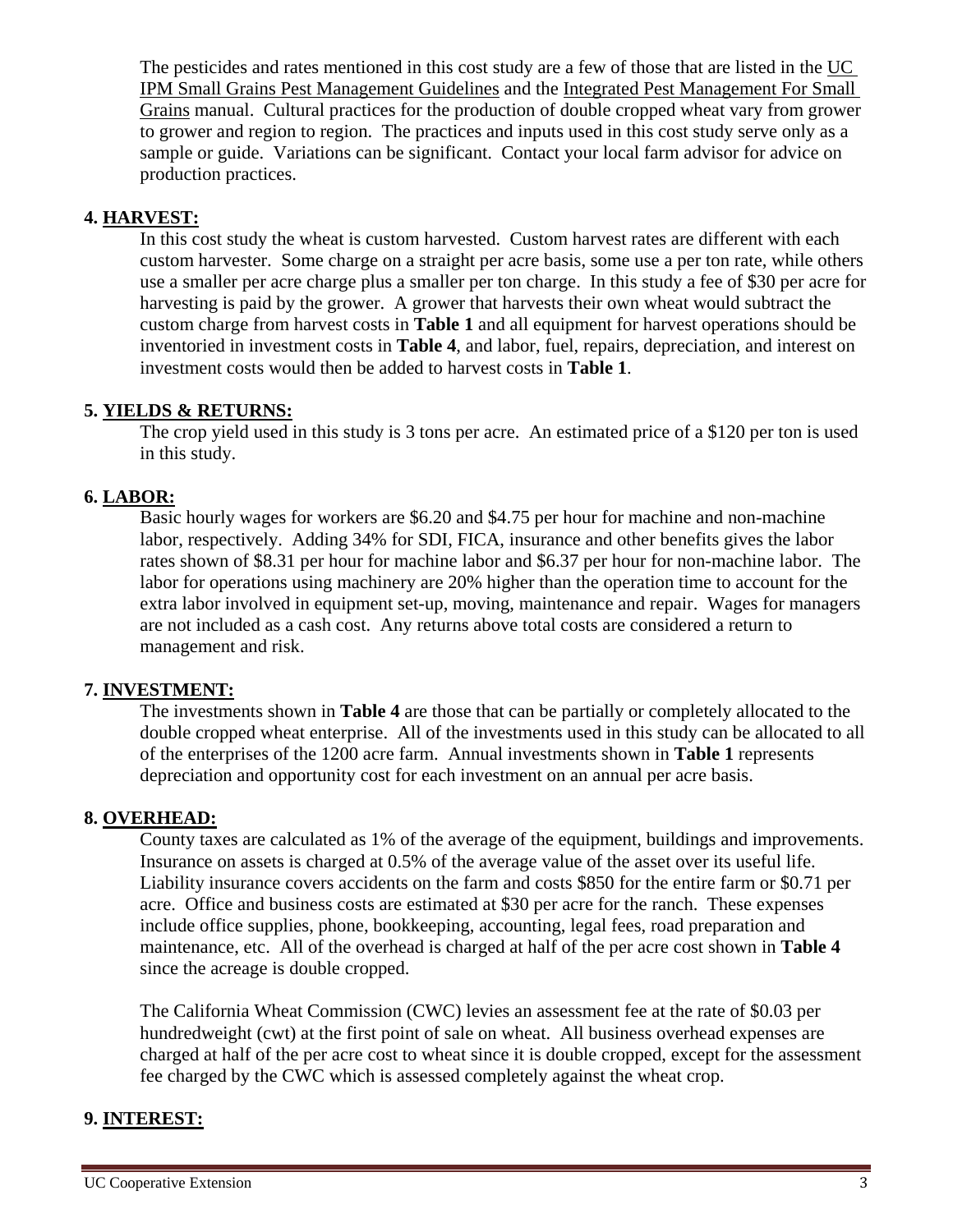The pesticides and rates mentioned in this cost study are a few of those that are listed in the UC IPM Small Grains Pest Management Guidelines and the Integrated Pest Management For Small Grains manual. Cultural practices for the production of double cropped wheat vary from grower to grower and region to region. The practices and inputs used in this cost study serve only as a sample or guide. Variations can be significant. Contact your local farm advisor for advice on production practices.

**4. HARVEST:**

In this cost study the wheat is custom harvested. Custom harvest rates are different with each custom harvester. Some charge on a straight per acre basis, some use a per ton rate, while others use a smaller per acre charge plus a smaller per ton charge. In this study a fee of $30 per acre for harvesting is paid by the grower. A grower that harvests their own wheat would subtract the custom charge from harvest costs in **Table 1** and all equipment for harvest operations should be inventoried in investment costs in **Table 4**, and labor, fuel, repairs, depreciation, and interest on investment costs would then be added to harvest costs in **Table 1**.

**5. YIELDS & RETURNS:**

The crop yield used in this study is 3 tons per acre. An estimated price of a $120 per ton is used in this study.

**6. LABOR:**

Basic hourly wages for workers are $6.20 and $4.75 per hour for machine and non-machine labor, respectively. Adding 34% for SDI, FICA, insurance and other benefits gives the labor rates shown of $8.31 per hour for machine labor and $6.37 per hour for non-machine labor. The labor for operations using machinery are 20% higher than the operation time to account for the extra labor involved in equipment set-up, moving, maintenance and repair. Wages for managers are not included as a cash cost. Any returns above total costs are considered a return to management and risk.

**7. INVESTMENT:**

The investments shown in **Table 4** are those that can be partially or completely allocated to the double cropped wheat enterprise. All of the investments used in this study can be allocated to all of the enterprises of the 1200 acre farm. Annual investments shown in **Table 1** represents depreciation and opportunity cost for each investment on an annual per acre basis.

**8. OVERHEAD:**

County taxes are calculated as 1% of the average of the equipment, buildings and improvements. Insurance on assets is charged at 0.5% of the average value of the asset over its useful life. Liability insurance covers accidents on the farm and costs $850 for the entire farm or $0.71 per acre. Office and business costs are estimated at $30 per acre for the ranch. These expenses include office supplies, phone, bookkeeping, accounting, legal fees, road preparation and maintenance, etc. All of the overhead is charged at half of the per acre cost shown in **Table 4** since the acreage is double cropped.

The California Wheat Commission (CWC) levies an assessment fee at the rate of $0.03 per hundredweight (cwt) at the first point of sale on wheat. All business overhead expenses are charged at half of the per acre cost to wheat since it is double cropped, except for the assessment fee charged by the CWC which is assessed completely against the wheat crop.

**9. INTEREST:**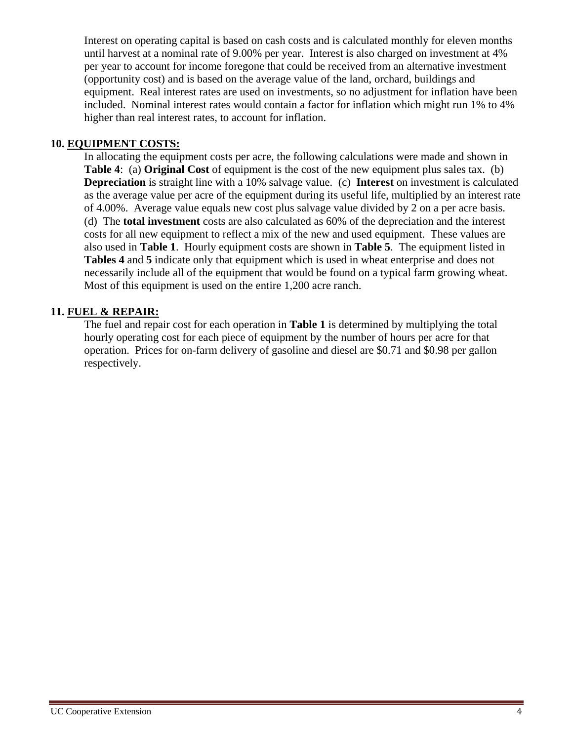Interest on operating capital is based on cash costs and is calculated monthly for eleven months until harvest at a nominal rate of 9.00% per year. Interest is also charged on investment at 4% per year to account for income foregone that could be received from an alternative investment (opportunity cost) and is based on the average value of the land, orchard, buildings and equipment. Real interest rates are used on investments, so no adjustment for inflation have been included. Nominal interest rates would contain a factor for inflation which might run 1% to 4% higher than real interest rates, to account for inflation.

**10. EQUIPMENT COSTS:**

In allocating the equipment costs per acre, the following calculations were made and shown in **Table 4**: (a) **Original Cost** of equipment is the cost of the new equipment plus sales tax. (b) **Depreciation** is straight line with a 10% salvage value. (c) **Interest** on investment is calculated as the average value per acre of the equipment during its useful life, multiplied by an interest rate of 4.00%. Average value equals new cost plus salvage value divided by 2 on a per acre basis. (d) The **total investment** costs are also calculated as 60% of the depreciation and the interest costs for all new equipment to reflect a mix of the new and used equipment. These values are also used in **Table 1**. Hourly equipment costs are shown in **Table 5**. The equipment listed in **Tables 4** and **5** indicate only that equipment which is used in wheat enterprise and does not necessarily include all of the equipment that would be found on a typical farm growing wheat. Most of this equipment is used on the entire 1,200 acre ranch.

**11. FUEL & REPAIR:**

The fuel and repair cost for each operation in **Table 1** is determined by multiplying the total hourly operating cost for each piece of equipment by the number of hours per acre for that operation. Prices for on-farm delivery of gasoline and diesel are $0.71 and $0.98 per gallon respectively.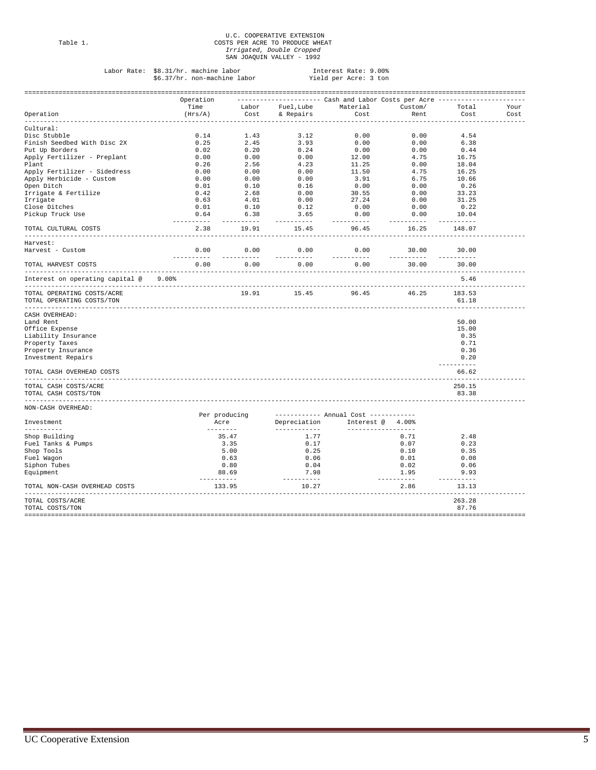Table 1.

U.C. COOPERATIVE EXTENSION
COSTS PER ACRE TO PRODUCE WHEAT
*Irrigated, Double Cropped*
SAN JOAQUIN VALLEY - 1992

Labor Rate: $8.31/hr. machine labor
$6.37/hr. non-machine labor

Interest Rate: 9.00%
Yield per Acre: 3 ton

| Operation | Operation Time (Hrs/A) | Cash and Labor Costs per Acre: Labor Cost | Fuel, Lube & Repairs | Material Cost | Custom/ Rent | Total Cost | Your Cost |
|---|---|---|---|---|---|---|---|
| **Cultural:** | | | | | | | |
| Disc Stubble | 0.14 | 1.43 | 3.12 | 0.00 | 0.00 | 4.54 | |
| Finish Seedbed With Disc 2X | 0.25 | 2.45 | 3.93 | 0.00 | 0.00 | 6.38 | |
| Put Up Borders | 0.02 | 0.20 | 0.24 | 0.00 | 0.00 | 0.44 | |
| Apply Fertilizer - Preplant | 0.00 | 0.00 | 0.00 | 12.00 | 4.75 | 16.75 | |
| Plant | 0.26 | 2.56 | 4.23 | 11.25 | 0.00 | 18.04 | |
| Apply Fertilizer - Sidedress | 0.00 | 0.00 | 0.00 | 11.50 | 4.75 | 16.25 | |
| Apply Herbicide - Custom | 0.00 | 0.00 | 0.00 | 3.91 | 6.75 | 10.66 | |
| Open Ditch | 0.01 | 0.10 | 0.16 | 0.00 | 0.00 | 0.26 | |
| Irrigate & Fertilize | 0.42 | 2.68 | 0.00 | 30.55 | 0.00 | 33.23 | |
| Irrigate | 0.63 | 4.01 | 0.00 | 27.24 | 0.00 | 31.25 | |
| Close Ditches | 0.01 | 0.10 | 0.12 | 0.00 | 0.00 | 0.22 | |
| Pickup Truck Use | 0.64 | 6.38 | 3.65 | 0.00 | 0.00 | 10.04 | |
| TOTAL CULTURAL COSTS | 2.38 | 19.91 | 15.45 | 96.45 | 16.25 | 148.07 | |
| **Harvest:** | | | | | | | |
| Harvest - Custom | 0.00 | 0.00 | 0.00 | 0.00 | 30.00 | 30.00 | |
| TOTAL HARVEST COSTS | 0.00 | 0.00 | 0.00 | 0.00 | 30.00 | 30.00 | |
| Interest on operating capital @ 9.00% | | | | | | 5.46 | |
| TOTAL OPERATING COSTS/ACRE | | 19.91 | 15.45 | 96.45 | 46.25 | 183.53 | |
| TOTAL OPERATING COSTS/TON | | | | | | 61.18 | |
| **CASH OVERHEAD:** | | | | | | | |
| Land Rent | | | | | | 50.00 | |
| Office Expense | | | | | | 15.00 | |
| Liability Insurance | | | | | | 0.35 | |
| Property Taxes | | | | | | 0.71 | |
| Property Insurance | | | | | | 0.36 | |
| Investment Repairs | | | | | | 0.20 | |
| TOTAL CASH OVERHEAD COSTS | | | | | | 66.62 | |
| TOTAL CASH COSTS/ACRE | | | | | | 250.15 | |
| TOTAL CASH COSTS/TON | | | | | | 83.38 | |

NON-CASH OVERHEAD:

| Investment | Per producing Acre | Annual Cost: Depreciation | Interest @ 4.00% | Total Cost | Your Cost |
|---|---|---|---|---|---|
| Shop Building | 35.47 | 1.77 | 0.71 | 2.48 | |
| Fuel Tanks & Pumps | 3.35 | 0.17 | 0.07 | 0.23 | |
| Shop Tools | 5.00 | 0.25 | 0.10 | 0.35 | |
| Fuel Wagon | 0.63 | 0.06 | 0.01 | 0.08 | |
| Siphon Tubes | 0.80 | 0.04 | 0.02 | 0.06 | |
| Equipment | 88.69 | 7.98 | 1.95 | 9.93 | |
| TOTAL NON-CASH OVERHEAD COSTS | 133.95 | 10.27 | 2.86 | 13.13 | |
| TOTAL COSTS/ACRE | | | | 263.28 | |
| TOTAL COSTS/TON | | | | 87.76 | |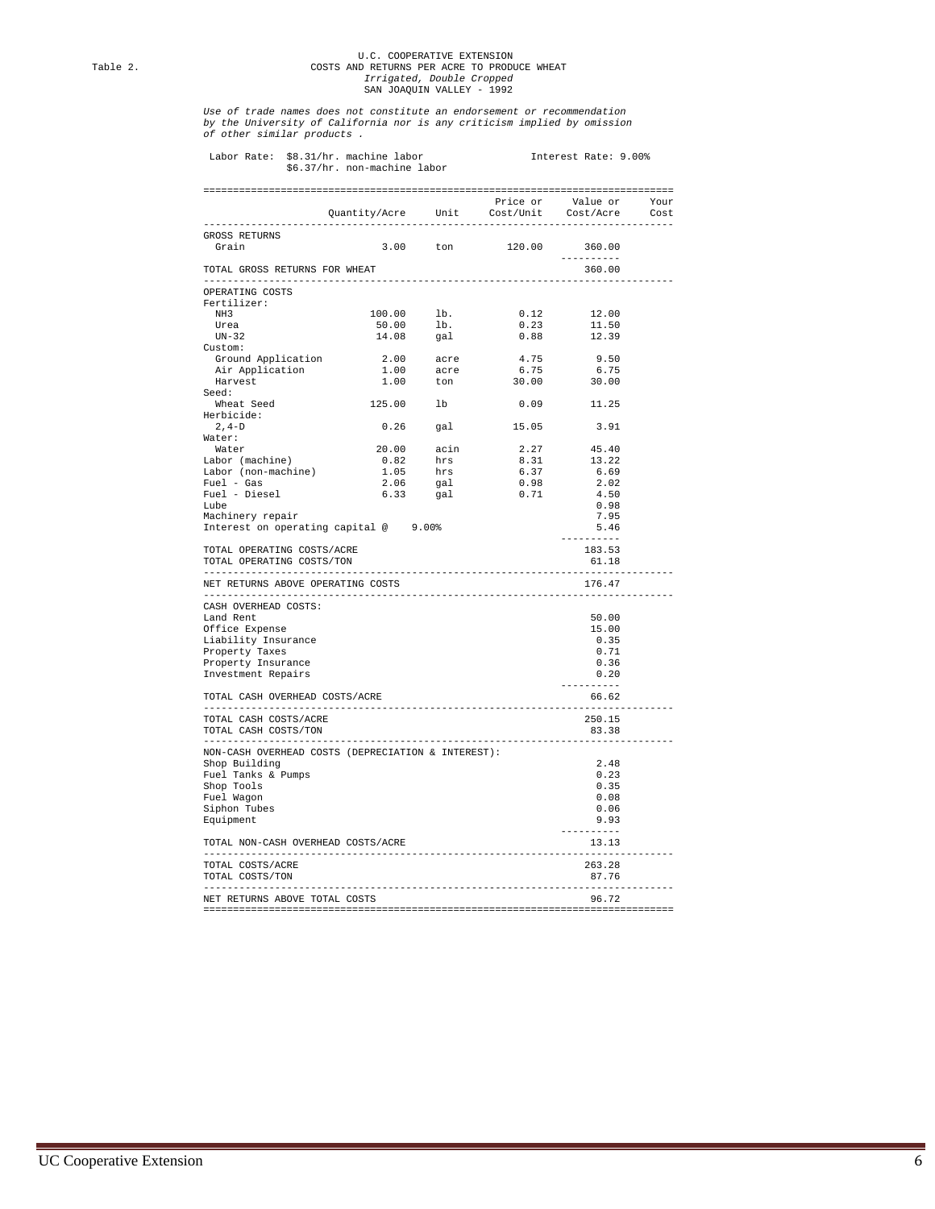Table 2.

U.C. COOPERATIVE EXTENSION
COSTS AND RETURNS PER ACRE TO PRODUCE WHEAT
*Irrigated, Double Cropped*
SAN JOAQUIN VALLEY - 1992

*Use of trade names does not constitute an endorsement or recommendation by the University of California nor is any criticism implied by omission of other similar products .*

Labor Rate: \$8.31/hr. machine labor
\$6.37/hr. non-machine labor

Interest Rate: 9.00%

| | Quantity/Acre | Unit | Price or Cost/Unit | Value or Cost/Acre | Your Cost |
|---|---|---|---|---|---|
| GROSS RETURNS | | | | | |
| Grain | 3.00 | ton | 120.00 | 360.00 | |
| TOTAL GROSS RETURNS FOR WHEAT | | | | 360.00 | |
| OPERATING COSTS | | | | | |
| Fertilizer: | | | | | |
| NH3 | 100.00 | lb. | 0.12 | 12.00 | |
| Urea | 50.00 | lb. | 0.23 | 11.50 | |
| UN-32 | 14.08 | gal | 0.88 | 12.39 | |
| Custom: | | | | | |
| Ground Application | 2.00 | acre | 4.75 | 9.50 | |
| Air Application | 1.00 | acre | 6.75 | 6.75 | |
| Harvest | 1.00 | ton | 30.00 | 30.00 | |
| Seed: | | | | | |
| Wheat Seed | 125.00 | lb | 0.09 | 11.25 | |
| Herbicide: | | | | | |
| 2,4-D | 0.26 | gal | 15.05 | 3.91 | |
| Water: | | | | | |
| Water | 20.00 | acin | 2.27 | 45.40 | |
| Labor (machine) | 0.82 | hrs | 8.31 | 13.22 | |
| Labor (non-machine) | 1.05 | hrs | 6.37 | 6.69 | |
| Fuel - Gas | 2.06 | gal | 0.98 | 2.02 | |
| Fuel - Diesel | 6.33 | gal | 0.71 | 4.50 | |
| Lube | | | | 0.98 | |
| Machinery repair | | | | 7.95 | |
| Interest on operating capital @ 9.00% | | | | 5.46 | |
| TOTAL OPERATING COSTS/ACRE | | | | 183.53 | |
| TOTAL OPERATING COSTS/TON | | | | 61.18 | |
| NET RETURNS ABOVE OPERATING COSTS | | | | 176.47 | |
| CASH OVERHEAD COSTS: | | | | | |
| Land Rent | | | | 50.00 | |
| Office Expense | | | | 15.00 | |
| Liability Insurance | | | | 0.35 | |
| Property Taxes | | | | 0.71 | |
| Property Insurance | | | | 0.36 | |
| Investment Repairs | | | | 0.20 | |
| TOTAL CASH OVERHEAD COSTS/ACRE | | | | 66.62 | |
| TOTAL CASH COSTS/ACRE | | | | 250.15 | |
| TOTAL CASH COSTS/TON | | | | 83.38 | |
| NON-CASH OVERHEAD COSTS (DEPRECIATION & INTEREST): | | | | | |
| Shop Building | | | | 2.48 | |
| Fuel Tanks & Pumps | | | | 0.23 | |
| Shop Tools | | | | 0.35 | |
| Fuel Wagon | | | | 0.08 | |
| Siphon Tubes | | | | 0.06 | |
| Equipment | | | | 9.93 | |
| TOTAL NON-CASH OVERHEAD COSTS/ACRE | | | | 13.13 | |
| TOTAL COSTS/ACRE | | | | 263.28 | |
| TOTAL COSTS/TON | | | | 87.76 | |
| NET RETURNS ABOVE TOTAL COSTS | | | | 96.72 | |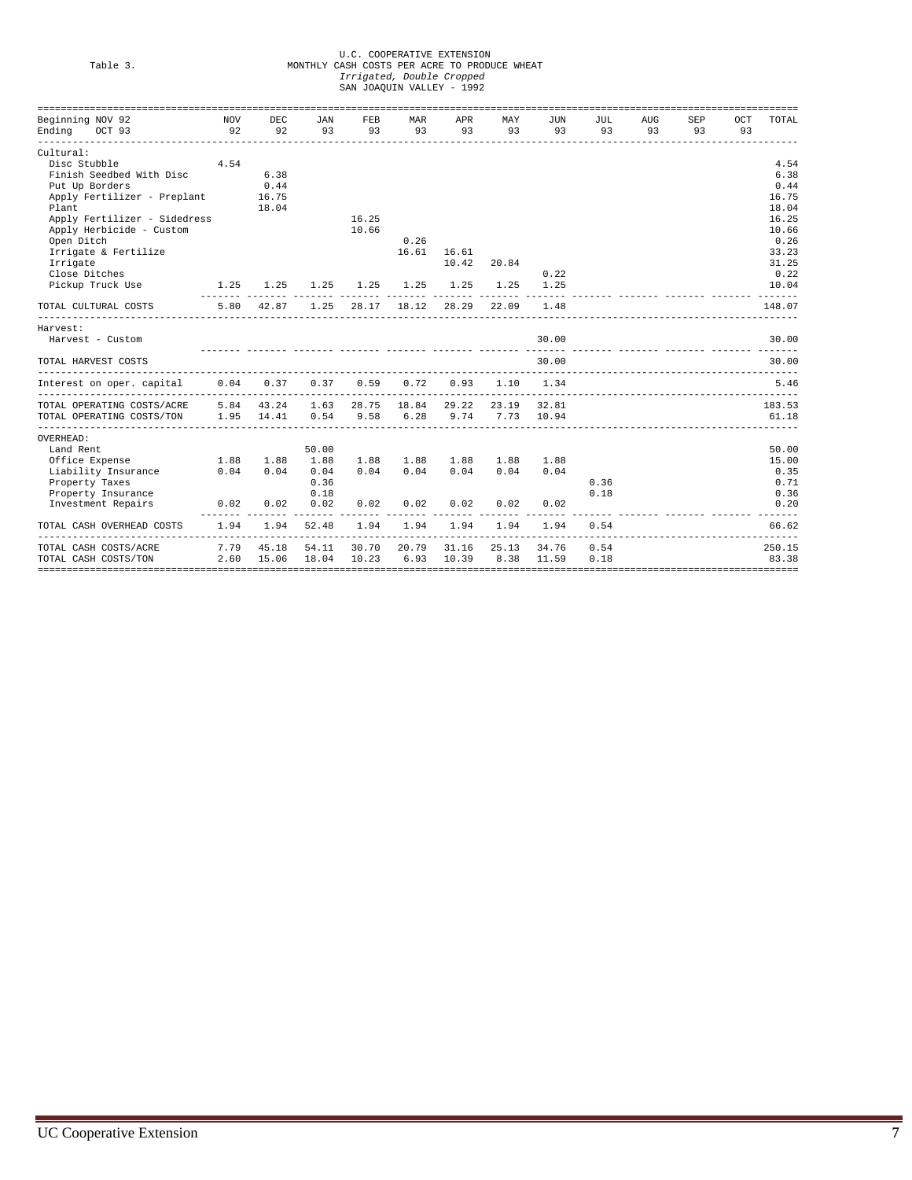Table 3.

U.C. COOPERATIVE EXTENSION
MONTHLY CASH COSTS PER ACRE TO PRODUCE WHEAT
*Irrigated, Double Cropped*
SAN JOAQUIN VALLEY - 1992

| Beginning NOV 92 Ending OCT 93 | NOV 92 | DEC 92 | JAN 93 | FEB 93 | MAR 93 | APR 93 | MAY 93 | JUN 93 | JUL 93 | AUG 93 | SEP 93 | OCT 93 | TOTAL |
|---|---|---|---|---|---|---|---|---|---|---|---|---|---|
| Cultural: | | | | | | | | | | | | | |
| Disc Stubble | 4.54 | | | | | | | | | | | | 4.54 |
| Finish Seedbed With Disc | | 6.38 | | | | | | | | | | | 6.38 |
| Put Up Borders | | 0.44 | | | | | | | | | | | 0.44 |
| Apply Fertilizer - Preplant | | 16.75 | | | | | | | | | | | 16.75 |
| Plant | | 18.04 | | | | | | | | | | | 18.04 |
| Apply Fertilizer - Sidedress | | | | 16.25 | | | | | | | | | 16.25 |
| Apply Herbicide - Custom | | | | 10.66 | | | | | | | | | 10.66 |
| Open Ditch | | | | | 0.26 | | | | | | | | 0.26 |
| Irrigate & Fertilize | | | | | 16.61 | 16.61 | | | | | | | 33.23 |
| Irrigate | | | | | | 10.42 | 20.84 | | | | | | 31.25 |
| Close Ditches | | | | | | | | 0.22 | | | | | 0.22 |
| Pickup Truck Use | 1.25 | 1.25 | 1.25 | 1.25 | 1.25 | 1.25 | 1.25 | 1.25 | | | | | 10.04 |
| TOTAL CULTURAL COSTS | 5.80 | 42.87 | 1.25 | 28.17 | 18.12 | 28.29 | 22.09 | 1.48 | | | | | 148.07 |
| Harvest: | | | | | | | | | | | | | |
| Harvest - Custom | | | | | | | | 30.00 | | | | | 30.00 |
| TOTAL HARVEST COSTS | | | | | | | | 30.00 | | | | | 30.00 |
| Interest on oper. capital | 0.04 | 0.37 | 0.37 | 0.59 | 0.72 | 0.93 | 1.10 | 1.34 | | | | | 5.46 |
| TOTAL OPERATING COSTS/ACRE | 5.84 | 43.24 | 1.63 | 28.75 | 18.84 | 29.22 | 23.19 | 32.81 | | | | | 183.53 |
| TOTAL OPERATING COSTS/TON | 1.95 | 14.41 | 0.54 | 9.58 | 6.28 | 9.74 | 7.73 | 10.94 | | | | | 61.18 |
| OVERHEAD: | | | | | | | | | | | | | |
| Land Rent | | | 50.00 | | | | | | | | | | 50.00 |
| Office Expense | 1.88 | 1.88 | 1.88 | 1.88 | 1.88 | 1.88 | 1.88 | 1.88 | | | | | 15.00 |
| Liability Insurance | 0.04 | 0.04 | 0.04 | 0.04 | 0.04 | 0.04 | 0.04 | 0.04 | | | | | 0.35 |
| Property Taxes | | | 0.36 | | | | | | 0.36 | | | | 0.71 |
| Property Insurance | | | 0.18 | | | | | | 0.18 | | | | 0.36 |
| Investment Repairs | 0.02 | 0.02 | 0.02 | 0.02 | 0.02 | 0.02 | 0.02 | 0.02 | | | | | 0.20 |
| TOTAL CASH OVERHEAD COSTS | 1.94 | 1.94 | 52.48 | 1.94 | 1.94 | 1.94 | 1.94 | 1.94 | 0.54 | | | | 66.62 |
| TOTAL CASH COSTS/ACRE | 7.79 | 45.18 | 54.11 | 30.70 | 20.79 | 31.16 | 25.13 | 34.76 | 0.54 | | | | 250.15 |
| TOTAL CASH COSTS/TON | 2.60 | 15.06 | 18.04 | 10.23 | 6.93 | 10.39 | 8.38 | 11.59 | 0.18 | | | | 83.38 |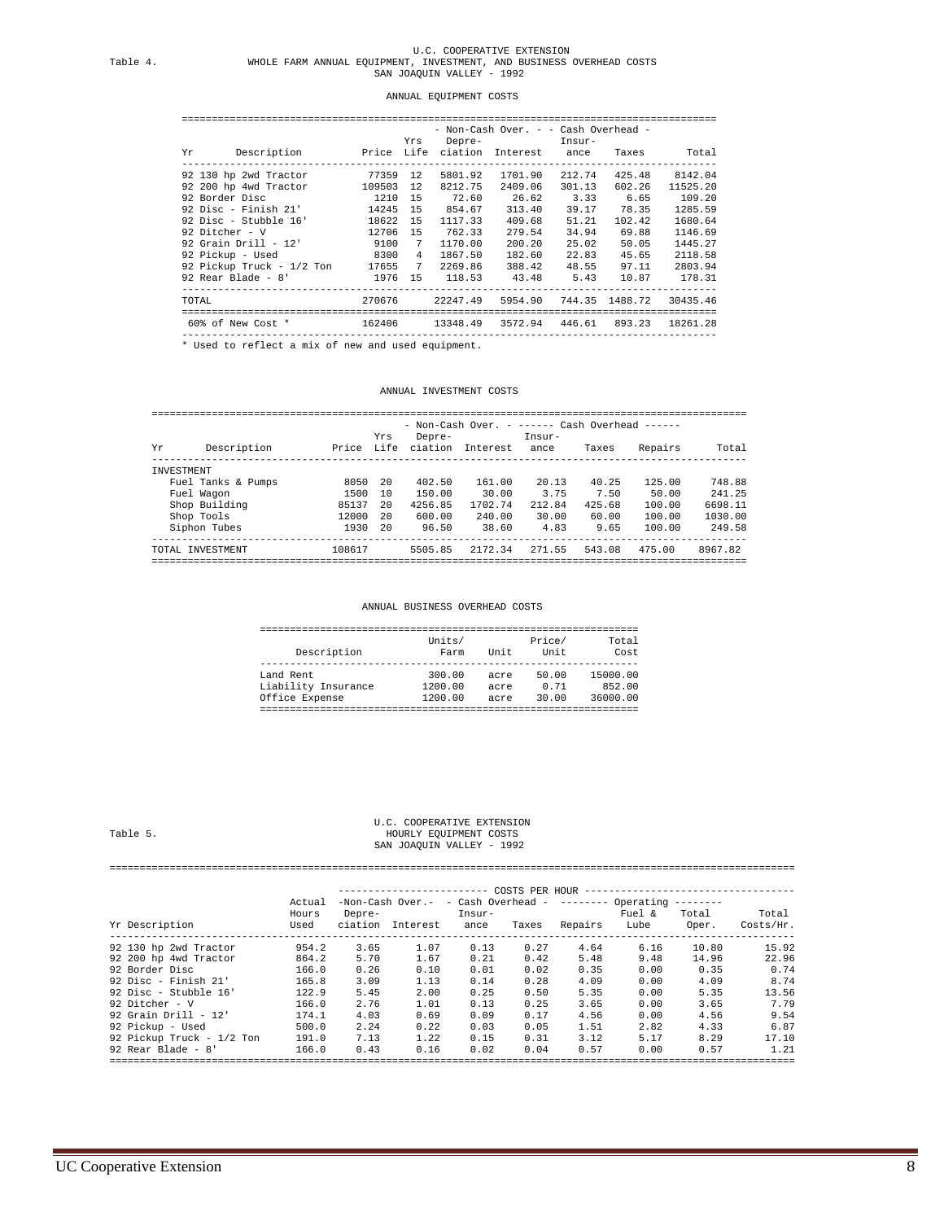Table 4.

U.C. COOPERATIVE EXTENSION
WHOLE FARM ANNUAL EQUIPMENT, INVESTMENT, AND BUSINESS OVERHEAD COSTS
SAN JOAQUIN VALLEY - 1992

### ANNUAL EQUIPMENT COSTS

| Yr | Description | Price | Yrs Life | - Non-Cash Over. - Depreciation | Interest | - Cash Overhead - Insurance | Taxes | Total |
|---|---|---|---|---|---|---|---|---|
| 92 | 130 hp 2wd Tractor | 77359 | 12 | 5801.92 | 1701.90 | 212.74 | 425.48 | 8142.04 |
| 92 | 200 hp 4wd Tractor | 109503 | 12 | 8212.75 | 2409.06 | 301.13 | 602.26 | 11525.20 |
| 92 | Border Disc | 1210 | 15 | 72.60 | 26.62 | 3.33 | 6.65 | 109.20 |
| 92 | Disc - Finish 21' | 14245 | 15 | 854.67 | 313.40 | 39.17 | 78.35 | 1285.59 |
| 92 | Disc - Stubble 16' | 18622 | 15 | 1117.33 | 409.68 | 51.21 | 102.42 | 1680.64 |
| 92 | Ditcher - V | 12706 | 15 | 762.33 | 279.54 | 34.94 | 69.88 | 1146.69 |
| 92 | Grain Drill - 12' | 9100 | 7 | 1170.00 | 200.20 | 25.02 | 50.05 | 1445.27 |
| 92 | Pickup - Used | 8300 | 4 | 1867.50 | 182.60 | 22.83 | 45.65 | 2118.58 |
| 92 | Pickup Truck - 1/2 Ton | 17655 | 7 | 2269.86 | 388.42 | 48.55 | 97.11 | 2803.94 |
| 92 | Rear Blade - 8' | 1976 | 15 | 118.53 | 43.48 | 5.43 | 10.87 | 178.31 |
| TOTAL | | 270676 | | 22247.49 | 5954.90 | 744.35 | 1488.72 | 30435.46 |
| 60% of New Cost * | | 162406 | | 13348.49 | 3572.94 | 446.61 | 893.23 | 18261.28 |

* Used to reflect a mix of new and used equipment.

### ANNUAL INVESTMENT COSTS

| Yr | Description | Price | Yrs Life | - Non-Cash Over. - Depreciation | Interest | ------ Cash Overhead ------ Insurance | Taxes | Repairs | Total |
|---|---|---|---|---|---|---|---|---|---|
| INVESTMENT | | | | | | | | | |
| | Fuel Tanks & Pumps | 8050 | 20 | 402.50 | 161.00 | 20.13 | 40.25 | 125.00 | 748.88 |
| | Fuel Wagon | 1500 | 10 | 150.00 | 30.00 | 3.75 | 7.50 | 50.00 | 241.25 |
| | Shop Building | 85137 | 20 | 4256.85 | 1702.74 | 212.84 | 425.68 | 100.00 | 6698.11 |
| | Shop Tools | 12000 | 20 | 600.00 | 240.00 | 30.00 | 60.00 | 100.00 | 1030.00 |
| | Siphon Tubes | 1930 | 20 | 96.50 | 38.60 | 4.83 | 9.65 | 100.00 | 249.58 |
| TOTAL INVESTMENT | | 108617 | | 5505.85 | 2172.34 | 271.55 | 543.08 | 475.00 | 8967.82 |

### ANNUAL BUSINESS OVERHEAD COSTS

| Description | Units/ Farm | Unit | Price/ Unit | Total Cost |
|---|---|---|---|---|
| Land Rent | 300.00 | acre | 50.00 | 15000.00 |
| Liability Insurance | 1200.00 | acre | 0.71 | 852.00 |
| Office Expense | 1200.00 | acre | 30.00 | 36000.00 |

Table 5.

U.C. COOPERATIVE EXTENSION
HOURLY EQUIPMENT COSTS
SAN JOAQUIN VALLEY - 1992

| Yr Description | Actual Hours Used | COSTS PER HOUR -Non-Cash Over.- Depreciation | Interest | - Cash Overhead - Insurance | Taxes | -------- Operating -------- Repairs | Fuel & Lube | Total Oper. | Total Costs/Hr. |
|---|---|---|---|---|---|---|---|---|---|
| 92 130 hp 2wd Tractor | 954.2 | 3.65 | 1.07 | 0.13 | 0.27 | 4.64 | 6.16 | 10.80 | 15.92 |
| 92 200 hp 4wd Tractor | 864.2 | 5.70 | 1.67 | 0.21 | 0.42 | 5.48 | 9.48 | 14.96 | 22.96 |
| 92 Border Disc | 166.0 | 0.26 | 0.10 | 0.01 | 0.02 | 0.35 | 0.00 | 0.35 | 0.74 |
| 92 Disc - Finish 21' | 165.8 | 3.09 | 1.13 | 0.14 | 0.28 | 4.09 | 0.00 | 4.09 | 8.74 |
| 92 Disc - Stubble 16' | 122.9 | 5.45 | 2.00 | 0.25 | 0.50 | 5.35 | 0.00 | 5.35 | 13.56 |
| 92 Ditcher - V | 166.0 | 2.76 | 1.01 | 0.13 | 0.25 | 3.65 | 0.00 | 3.65 | 7.79 |
| 92 Grain Drill - 12' | 174.1 | 4.03 | 0.69 | 0.09 | 0.17 | 4.56 | 0.00 | 4.56 | 9.54 |
| 92 Pickup - Used | 500.0 | 2.24 | 0.22 | 0.03 | 0.05 | 1.51 | 2.82 | 4.33 | 6.87 |
| 92 Pickup Truck - 1/2 Ton | 191.0 | 7.13 | 1.22 | 0.15 | 0.31 | 3.12 | 5.17 | 8.29 | 17.10 |
| 92 Rear Blade - 8' | 166.0 | 0.43 | 0.16 | 0.02 | 0.04 | 0.57 | 0.00 | 0.57 | 1.21 |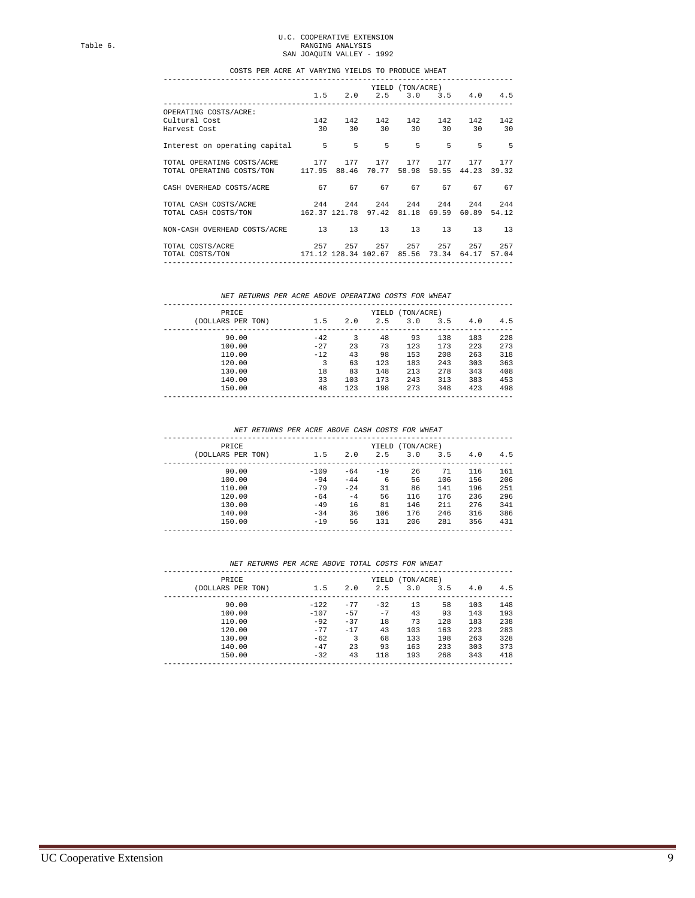Table 6.

U.C. COOPERATIVE EXTENSION
RANGING ANALYSIS
SAN JOAQUIN VALLEY - 1992

COSTS PER ACRE AT VARYING YIELDS TO PRODUCE WHEAT

| | YIELD (TON/ACRE) | | | | | | |
|---|---|---|---|---|---|---|---|
| | 1.5 | 2.0 | 2.5 | 3.0 | 3.5 | 4.0 | 4.5 |
| OPERATING COSTS/ACRE: | | | | | | | |
| Cultural Cost | 142 | 142 | 142 | 142 | 142 | 142 | 142 |
| Harvest Cost | 30 | 30 | 30 | 30 | 30 | 30 | 30 |
| Interest on operating capital | 5 | 5 | 5 | 5 | 5 | 5 | 5 |
| TOTAL OPERATING COSTS/ACRE | 177 | 177 | 177 | 177 | 177 | 177 | 177 |
| TOTAL OPERATING COSTS/TON | 117.95 | 88.46 | 70.77 | 58.98 | 50.55 | 44.23 | 39.32 |
| CASH OVERHEAD COSTS/ACRE | 67 | 67 | 67 | 67 | 67 | 67 | 67 |
| TOTAL CASH COSTS/ACRE | 244 | 244 | 244 | 244 | 244 | 244 | 244 |
| TOTAL CASH COSTS/TON | 162.37 | 121.78 | 97.42 | 81.18 | 69.59 | 60.89 | 54.12 |
| NON-CASH OVERHEAD COSTS/ACRE | 13 | 13 | 13 | 13 | 13 | 13 | 13 |
| TOTAL COSTS/ACRE | 257 | 257 | 257 | 257 | 257 | 257 | 257 |
| TOTAL COSTS/TON | 171.12 | 128.34 | 102.67 | 85.56 | 73.34 | 64.17 | 57.04 |

*NET RETURNS PER ACRE ABOVE OPERATING COSTS FOR WHEAT*

| PRICE | YIELD (TON/ACRE) | | | | | | |
|---|---|---|---|---|---|---|---|
| (DOLLARS PER TON) | 1.5 | 2.0 | 2.5 | 3.0 | 3.5 | 4.0 | 4.5 |
| 90.00 | -42 | 3 | 48 | 93 | 138 | 183 | 228 |
| 100.00 | -27 | 23 | 73 | 123 | 173 | 223 | 273 |
| 110.00 | -12 | 43 | 98 | 153 | 208 | 263 | 318 |
| 120.00 | 3 | 63 | 123 | 183 | 243 | 303 | 363 |
| 130.00 | 18 | 83 | 148 | 213 | 278 | 343 | 408 |
| 140.00 | 33 | 103 | 173 | 243 | 313 | 383 | 453 |
| 150.00 | 48 | 123 | 198 | 273 | 348 | 423 | 498 |

*NET RETURNS PER ACRE ABOVE CASH COSTS FOR WHEAT*

| PRICE | YIELD (TON/ACRE) | | | | | | |
|---|---|---|---|---|---|---|---|
| (DOLLARS PER TON) | 1.5 | 2.0 | 2.5 | 3.0 | 3.5 | 4.0 | 4.5 |
| 90.00 | -109 | -64 | -19 | 26 | 71 | 116 | 161 |
| 100.00 | -94 | -44 | 6 | 56 | 106 | 156 | 206 |
| 110.00 | -79 | -24 | 31 | 86 | 141 | 196 | 251 |
| 120.00 | -64 | -4 | 56 | 116 | 176 | 236 | 296 |
| 130.00 | -49 | 16 | 81 | 146 | 211 | 276 | 341 |
| 140.00 | -34 | 36 | 106 | 176 | 246 | 316 | 386 |
| 150.00 | -19 | 56 | 131 | 206 | 281 | 356 | 431 |

*NET RETURNS PER ACRE ABOVE TOTAL COSTS FOR WHEAT*

| PRICE | YIELD (TON/ACRE) | | | | | | |
|---|---|---|---|---|---|---|---|
| (DOLLARS PER TON) | 1.5 | 2.0 | 2.5 | 3.0 | 3.5 | 4.0 | 4.5 |
| 90.00 | -122 | -77 | -32 | 13 | 58 | 103 | 148 |
| 100.00 | -107 | -57 | -7 | 43 | 93 | 143 | 193 |
| 110.00 | -92 | -37 | 18 | 73 | 128 | 183 | 238 |
| 120.00 | -77 | -17 | 43 | 103 | 163 | 223 | 283 |
| 130.00 | -62 | 3 | 68 | 133 | 198 | 263 | 328 |
| 140.00 | -47 | 23 | 93 | 163 | 233 | 303 | 373 |
| 150.00 | -32 | 43 | 118 | 193 | 268 | 343 | 418 |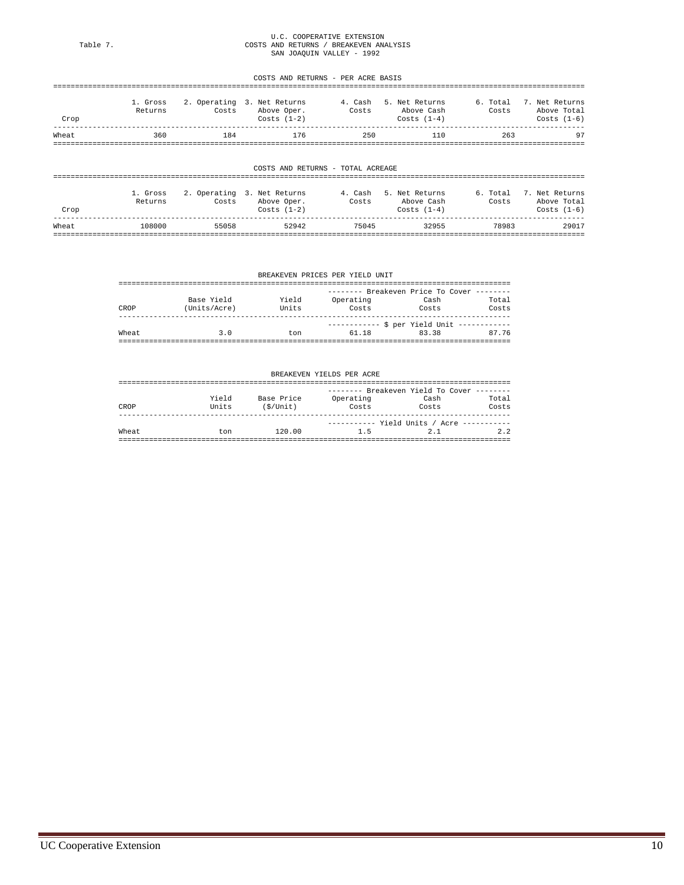Table 7.

U.C. COOPERATIVE EXTENSION
COSTS AND RETURNS / BREAKEVEN ANALYSIS
SAN JOAQUIN VALLEY - 1992

COSTS AND RETURNS - PER ACRE BASIS

| Crop | 1. Gross Returns | 2. Operating Costs | 3. Net Returns Above Oper. Costs (1-2) | 4. Cash Costs | 5. Net Returns Above Cash Costs (1-4) | 6. Total Costs | 7. Net Returns Above Total Costs (1-6) |
|---|---|---|---|---|---|---|---|
| Wheat | 360 | 184 | 176 | 250 | 110 | 263 | 97 |

COSTS AND RETURNS - TOTAL ACREAGE

| Crop | 1. Gross Returns | 2. Operating Costs | 3. Net Returns Above Oper. Costs (1-2) | 4. Cash Costs | 5. Net Returns Above Cash Costs (1-4) | 6. Total Costs | 7. Net Returns Above Total Costs (1-6) |
|---|---|---|---|---|---|---|---|
| Wheat | 108000 | 55058 | 52942 | 75045 | 32955 | 78983 | 29017 |

BREAKEVEN PRICES PER YIELD UNIT

| | | | -------- Breakeven Price To Cover -------- | | |
|---|---|---|---|---|---|
| CROP | Base Yield (Units/Acre) | Yield Units | Operating Costs | Cash Costs | Total Costs |
| | | | ------------ $ per Yield Unit ------------ | | |
| Wheat | 3.0 | ton | 61.18 | 83.38 | 87.76 |

BREAKEVEN YIELDS PER ACRE

| | | | -------- Breakeven Yield To Cover -------- | | |
|---|---|---|---|---|---|
| CROP | Yield Units | Base Price ($/Unit) | Operating Costs | Cash Costs | Total Costs |
| | | | ----------- Yield Units / Acre ----------- | | |
| Wheat | ton | 120.00 | 1.5 | 2.1 | 2.2 |